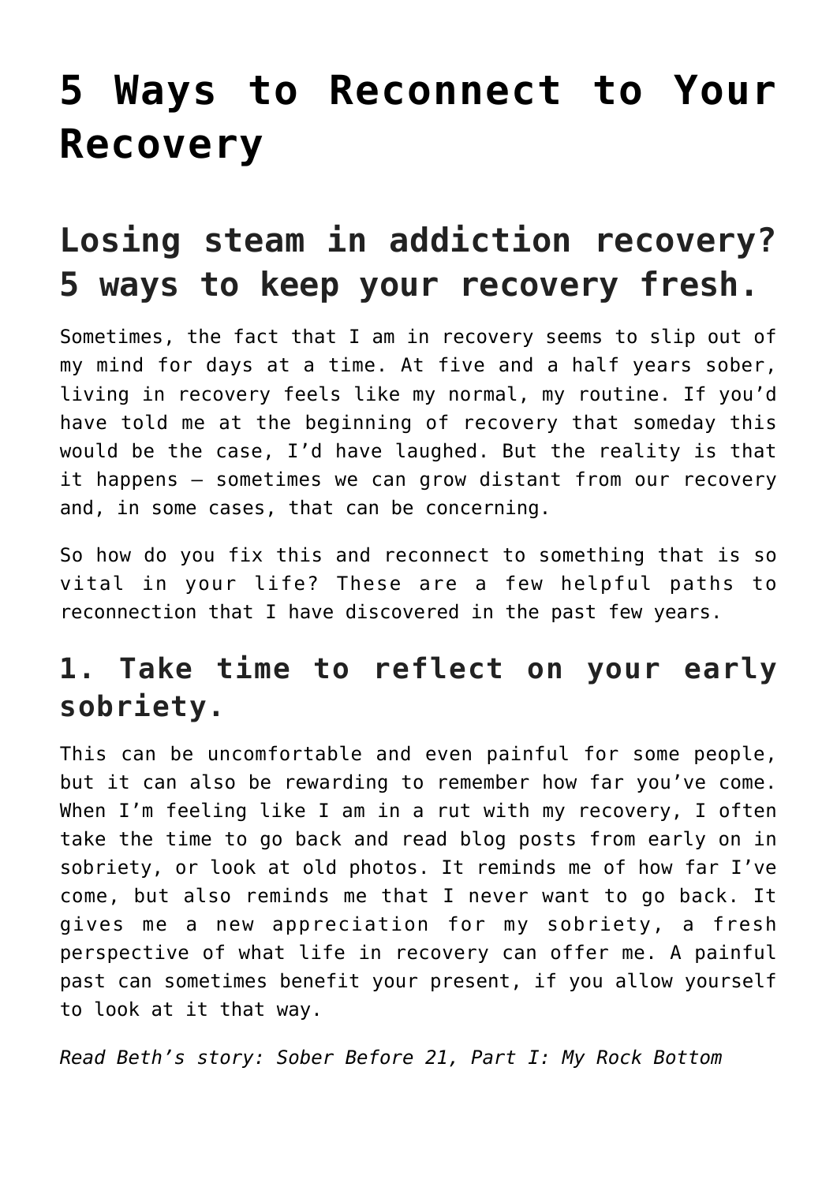# 5 Ways to Reconnect to Your Recovery

## Losing steam in addiction recovery? 5 ways to keep your recovery fresh.

Sometimes, the fact that I am in recovery seems to slip out of my mind for days at a time. At five and a half years sober, living in recovery feels like my normal, my routine. If you'd have told me at the beginning of recovery that someday this would be the case, I'd have laughed. But the reality is that it happens – sometimes we can grow distant from our recovery and, in some cases, that can be concerning.

So how do you fix this and reconnect to something that is so vital in your life? These are a few helpful paths to reconnection that I have discovered in the past few years.

### 1. Take time to reflect on your early sobriety.

This can be uncomfortable and even painful for some people, but it can also be rewarding to remember how far you've come. When I'm feeling like I am in a rut with my recovery, I often take the time to go back and read blog posts from early on in sobriety, or look at old photos. It reminds me of how far I've come, but also reminds me that I never want to go back. It gives me a new appreciation for my sobriety, a fresh perspective of what life in recovery can offer me. A painful past can sometimes benefit your present, if you allow yourself to look at it that way.

*Read Beth's story: Sober Before 21, Part I: My Rock Bottom*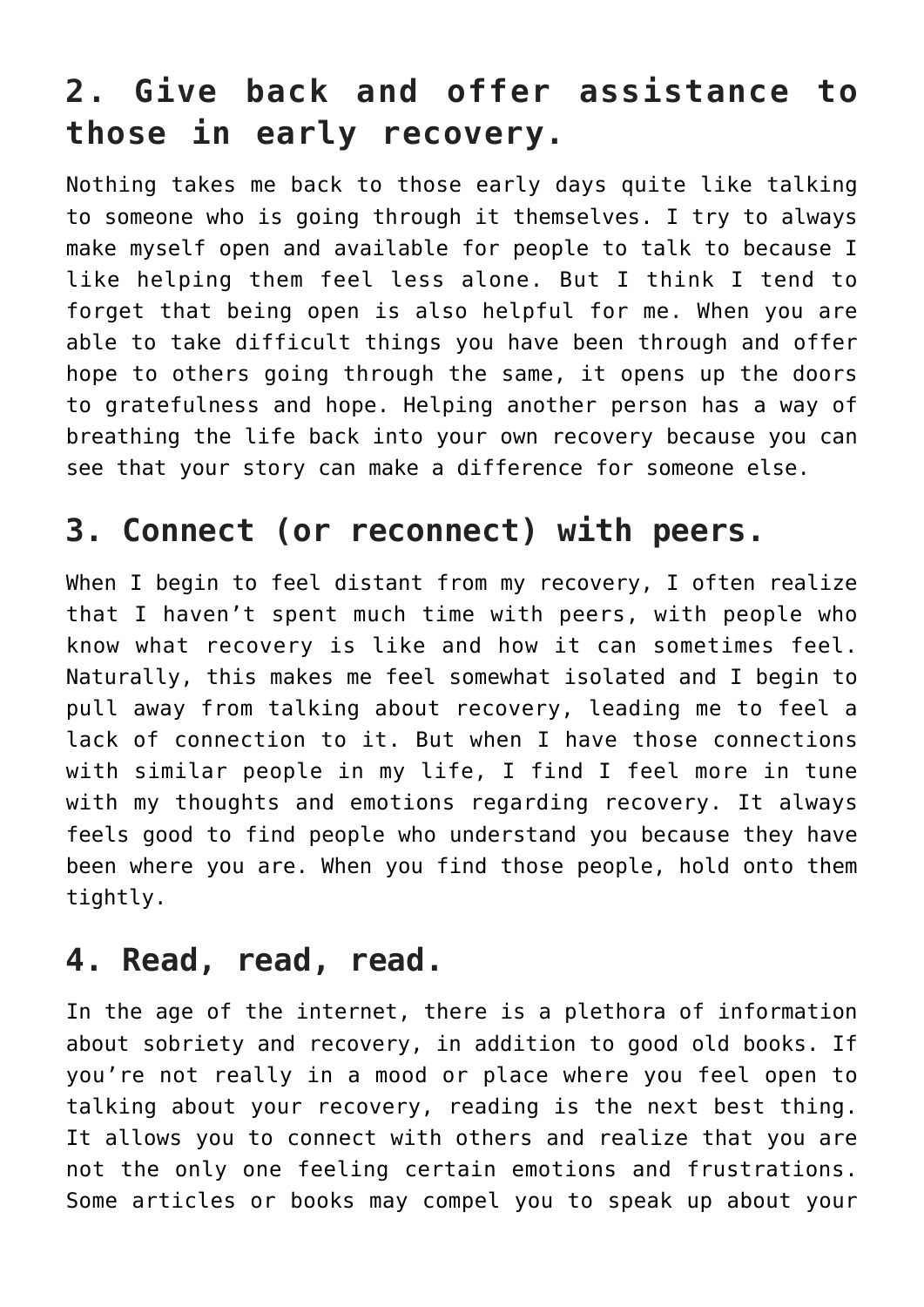## 2. Give back and offer assistance to those in early recovery.

Nothing takes me back to those early days quite like talking to someone who is going through it themselves. I try to always make myself open and available for people to talk to because I like helping them feel less alone. But I think I tend to forget that being open is also helpful for me. When you are able to take difficult things you have been through and offer hope to others going through the same, it opens up the doors to gratefulness and hope. Helping another person has a way of breathing the life back into your own recovery because you can see that your story can make a difference for someone else.

## 3. Connect (or reconnect) with peers.

When I begin to feel distant from my recovery, I often realize that I haven't spent much time with peers, with people who know what recovery is like and how it can sometimes feel. Naturally, this makes me feel somewhat isolated and I begin to pull away from talking about recovery, leading me to feel a lack of connection to it. But when I have those connections with similar people in my life, I find I feel more in tune with my thoughts and emotions regarding recovery. It always feels good to find people who understand you because they have been where you are. When you find those people, hold onto them tightly.

## 4. Read, read, read.

In the age of the internet, there is a plethora of information about sobriety and recovery, in addition to good old books. If you're not really in a mood or place where you feel open to talking about your recovery, reading is the next best thing. It allows you to connect with others and realize that you are not the only one feeling certain emotions and frustrations. Some articles or books may compel you to speak up about your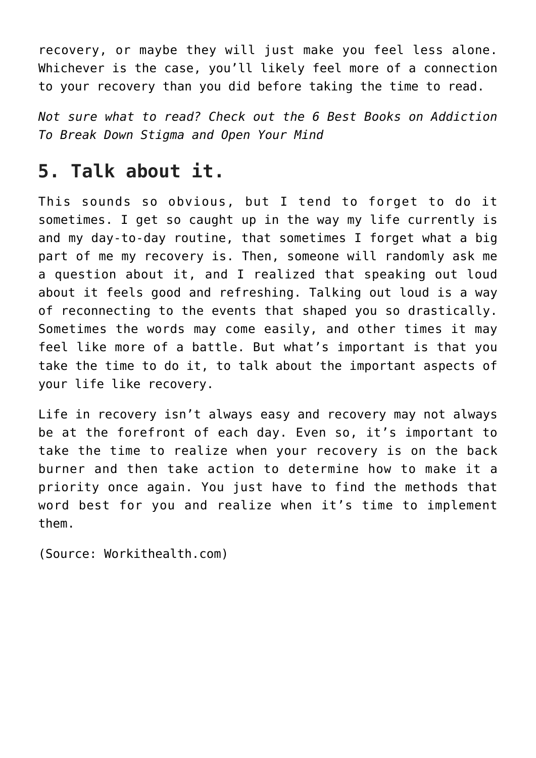recovery, or maybe they will just make you feel less alone. Whichever is the case, you'll likely feel more of a connection to your recovery than you did before taking the time to read.

*Not sure what to read? Check out the 6 Best Books on Addiction To Break Down Stigma and Open Your Mind*

## 5. Talk about it.

This sounds so obvious, but I tend to forget to do it sometimes. I get so caught up in the way my life currently is and my day-to-day routine, that sometimes I forget what a big part of me my recovery is. Then, someone will randomly ask me a question about it, and I realized that speaking out loud about it feels good and refreshing. Talking out loud is a way of reconnecting to the events that shaped you so drastically. Sometimes the words may come easily, and other times it may feel like more of a battle. But what's important is that you take the time to do it, to talk about the important aspects of your life like recovery.

Life in recovery isn't always easy and recovery may not always be at the forefront of each day. Even so, it's important to take the time to realize when your recovery is on the back burner and then take action to determine how to make it a priority once again. You just have to find the methods that word best for you and realize when it's time to implement them.

(Source: Workithealth.com)